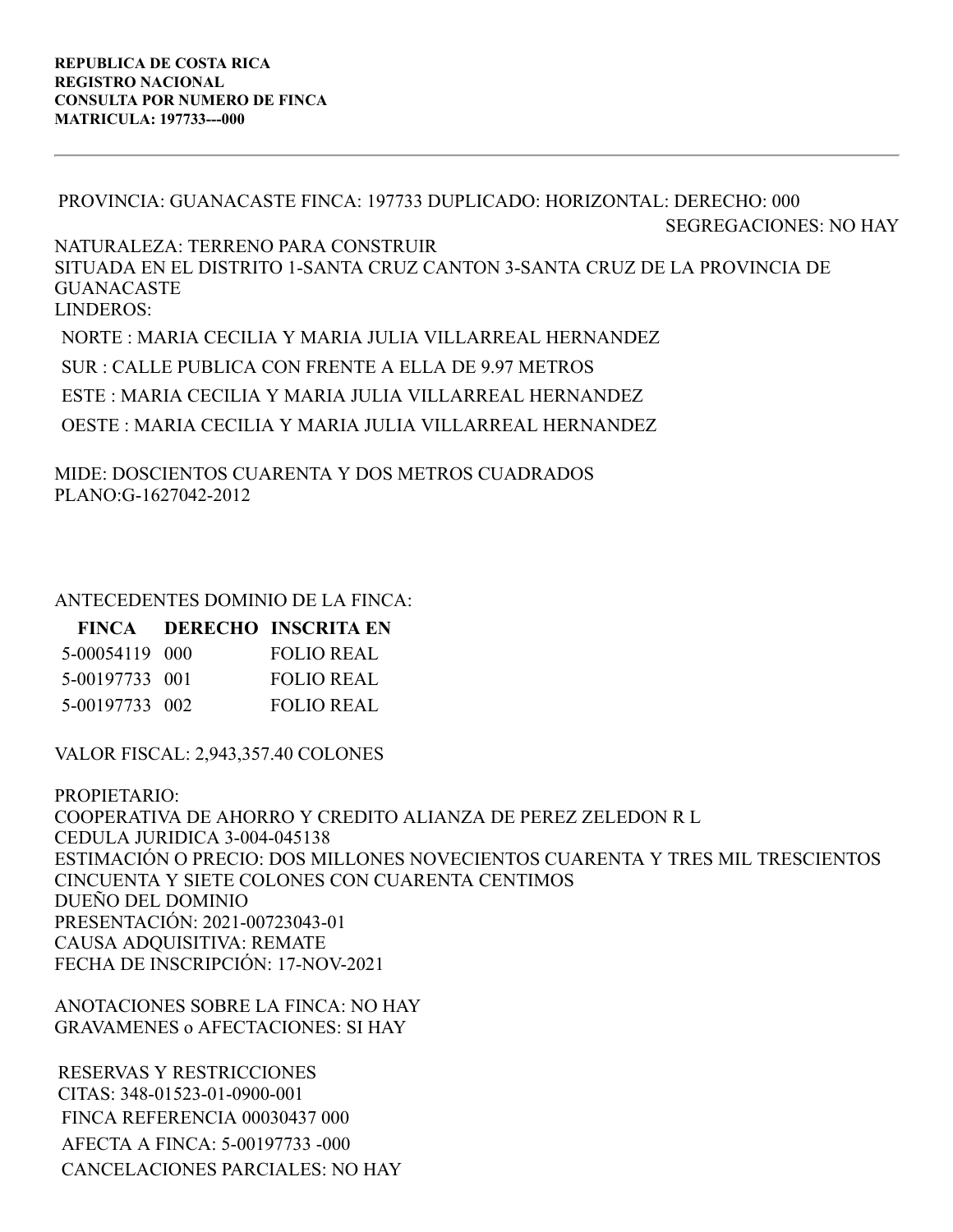**REPUBLICA DE COSTA RICA**
**REGISTRO NACIONAL**
**CONSULTA POR NUMERO DE FINCA**
**MATRICULA: 197733---000**

---

PROVINCIA: GUANACASTE FINCA: 197733 DUPLICADO: HORIZONTAL: DERECHO: 000

SEGREGACIONES: NO HAY

NATURALEZA: TERRENO PARA CONSTRUIR
SITUADA EN EL DISTRITO 1-SANTA CRUZ CANTON 3-SANTA CRUZ DE LA PROVINCIA DE GUANACASTE
LINDEROS:

NORTE : MARIA CECILIA Y MARIA JULIA VILLARREAL HERNANDEZ

SUR : CALLE PUBLICA CON FRENTE A ELLA DE 9.97 METROS

ESTE : MARIA CECILIA Y MARIA JULIA VILLARREAL HERNANDEZ

OESTE : MARIA CECILIA Y MARIA JULIA VILLARREAL HERNANDEZ

MIDE: DOSCIENTOS CUARENTA Y DOS METROS CUADRADOS
PLANO:G-1627042-2012

ANTECEDENTES DOMINIO DE LA FINCA:

| FINCA | DERECHO | INSCRITA EN |
|---|---|---|
| 5-00054119 | 000 | FOLIO REAL |
| 5-00197733 | 001 | FOLIO REAL |
| 5-00197733 | 002 | FOLIO REAL |

VALOR FISCAL: 2,943,357.40 COLONES

PROPIETARIO:
COOPERATIVA DE AHORRO Y CREDITO ALIANZA DE PEREZ ZELEDON R L
CEDULA JURIDICA 3-004-045138
ESTIMACIÓN O PRECIO: DOS MILLONES NOVECIENTOS CUARENTA Y TRES MIL TRESCIENTOS CINCUENTA Y SIETE COLONES CON CUARENTA CENTIMOS
DUEÑO DEL DOMINIO
PRESENTACIÓN: 2021-00723043-01
CAUSA ADQUISITIVA: REMATE
FECHA DE INSCRIPCIÓN: 17-NOV-2021

ANOTACIONES SOBRE LA FINCA: NO HAY
GRAVAMENES o AFECTACIONES: SI HAY

RESERVAS Y RESTRICCIONES
CITAS: 348-01523-01-0900-001
FINCA REFERENCIA 00030437 000
AFECTA A FINCA: 5-00197733 -000
CANCELACIONES PARCIALES: NO HAY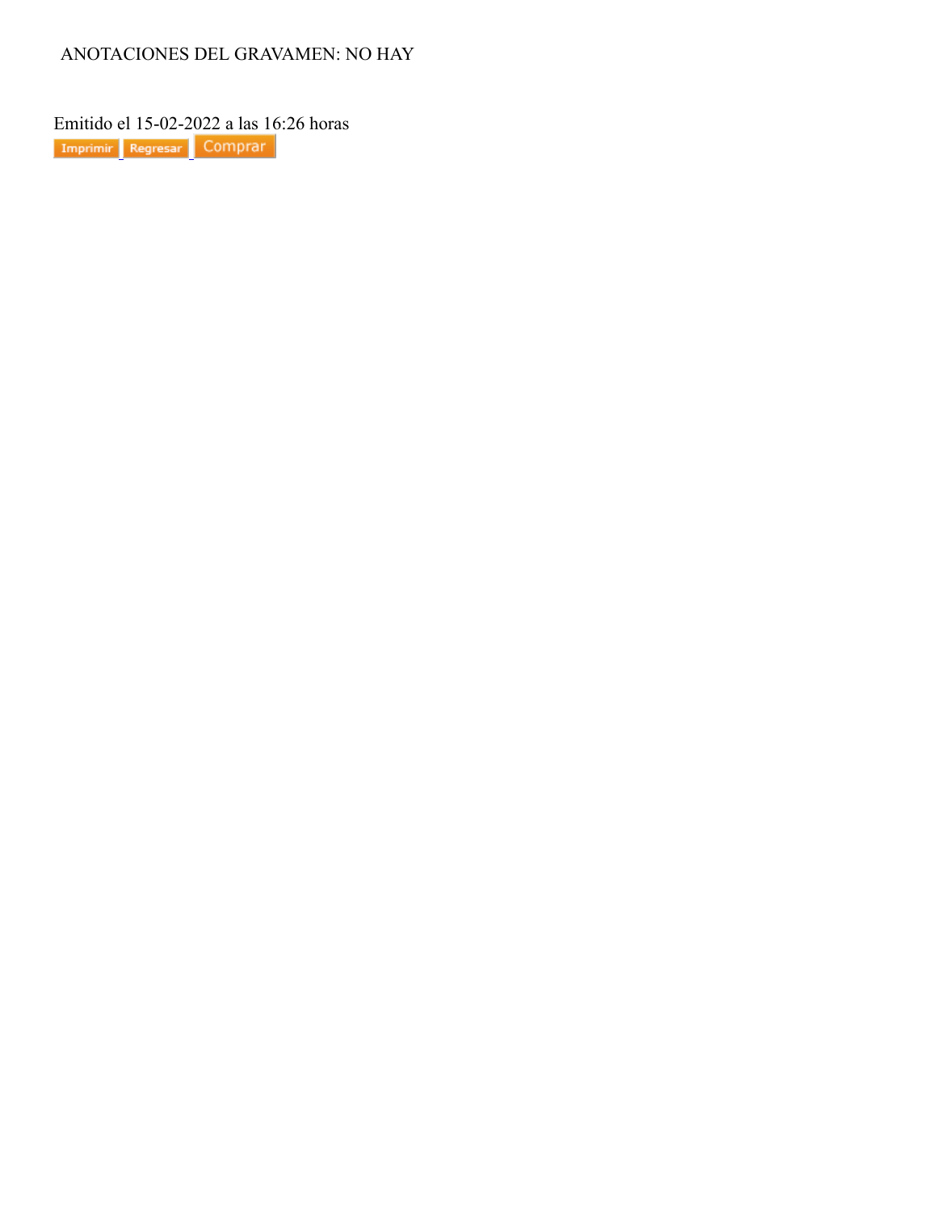ANOTACIONES DEL GRAVAMEN: NO HAY

Emitido el 15-02-2022 a las 16:26 horas

Imprimir Regresar Comprar